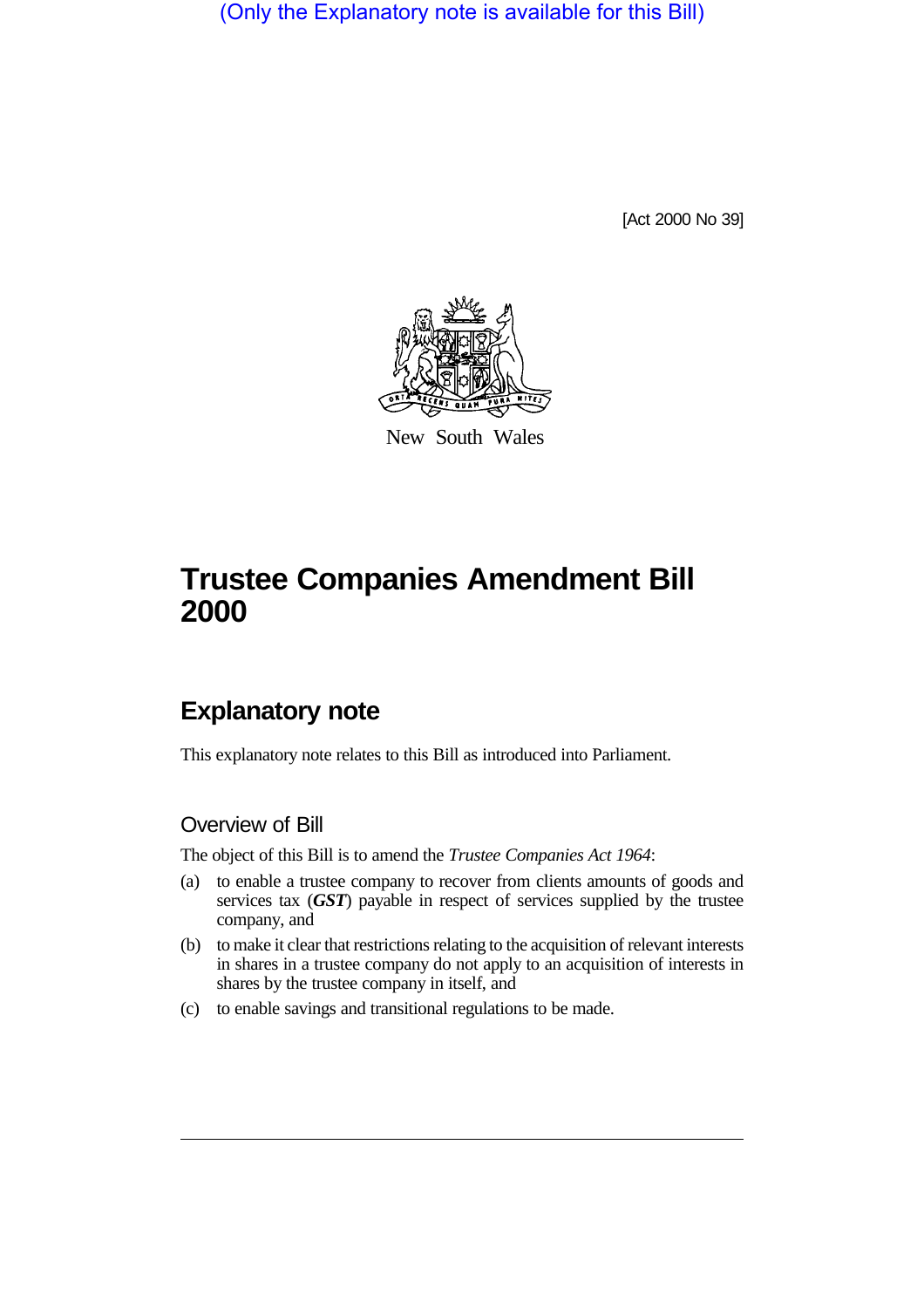(Only the Explanatory note is available for this Bill)

[Act 2000 No 39]

New South Wales

# Trustee Companies Amendment Bill 2000

## Explanatory note

This explanatory note relates to this Bill as introduced into Parliament.

### Overview of Bill

The object of this Bill is to amend the *Trustee Companies Act 1964*:

(a) to enable a trustee company to recover from clients amounts of goods and services tax (***GST***) payable in respect of services supplied by the trustee company, and

(b) to make it clear that restrictions relating to the acquisition of relevant interests in shares in a trustee company do not apply to an acquisition of interests in shares by the trustee company in itself, and

(c) to enable savings and transitional regulations to be made.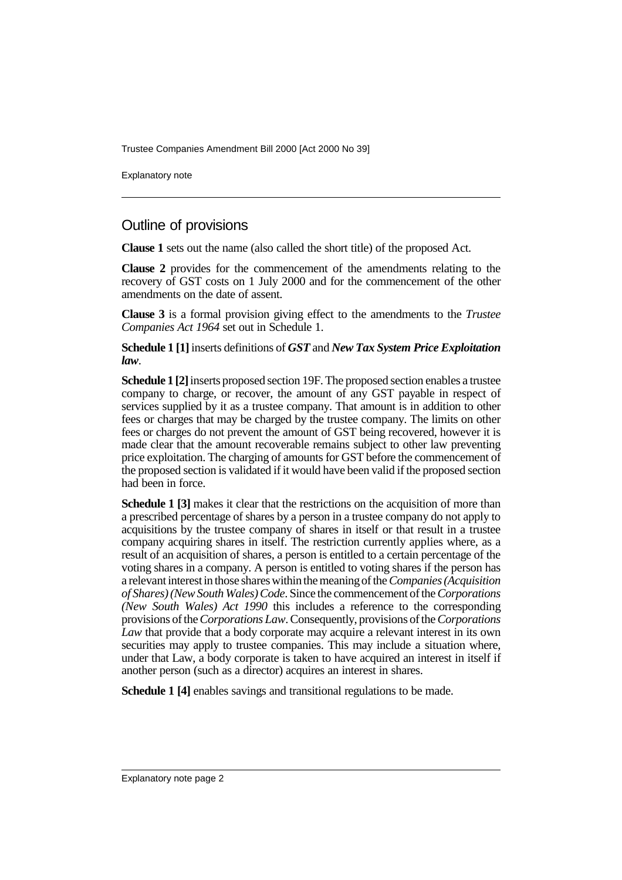## Outline of provisions

**Clause 1** sets out the name (also called the short title) of the proposed Act.

**Clause 2** provides for the commencement of the amendments relating to the recovery of GST costs on 1 July 2000 and for the commencement of the other amendments on the date of assent.

**Clause 3** is a formal provision giving effect to the amendments to the *Trustee Companies Act 1964* set out in Schedule 1.

**Schedule 1 [1]** inserts definitions of ***GST*** and ***New Tax System Price Exploitation law***.

**Schedule 1 [2]** inserts proposed section 19F. The proposed section enables a trustee company to charge, or recover, the amount of any GST payable in respect of services supplied by it as a trustee company. That amount is in addition to other fees or charges that may be charged by the trustee company. The limits on other fees or charges do not prevent the amount of GST being recovered, however it is made clear that the amount recoverable remains subject to other law preventing price exploitation. The charging of amounts for GST before the commencement of the proposed section is validated if it would have been valid if the proposed section had been in force.

**Schedule 1 [3]** makes it clear that the restrictions on the acquisition of more than a prescribed percentage of shares by a person in a trustee company do not apply to acquisitions by the trustee company of shares in itself or that result in a trustee company acquiring shares in itself. The restriction currently applies where, as a result of an acquisition of shares, a person is entitled to a certain percentage of the voting shares in a company. A person is entitled to voting shares if the person has a relevant interest in those shares within the meaning of the *Companies (Acquisition of Shares) (New South Wales) Code*. Since the commencement of the *Corporations (New South Wales) Act 1990* this includes a reference to the corresponding provisions of the *Corporations Law*. Consequently, provisions of the *Corporations Law* that provide that a body corporate may acquire a relevant interest in its own securities may apply to trustee companies. This may include a situation where, under that Law, a body corporate is taken to have acquired an interest in itself if another person (such as a director) acquires an interest in shares.

**Schedule 1 [4]** enables savings and transitional regulations to be made.